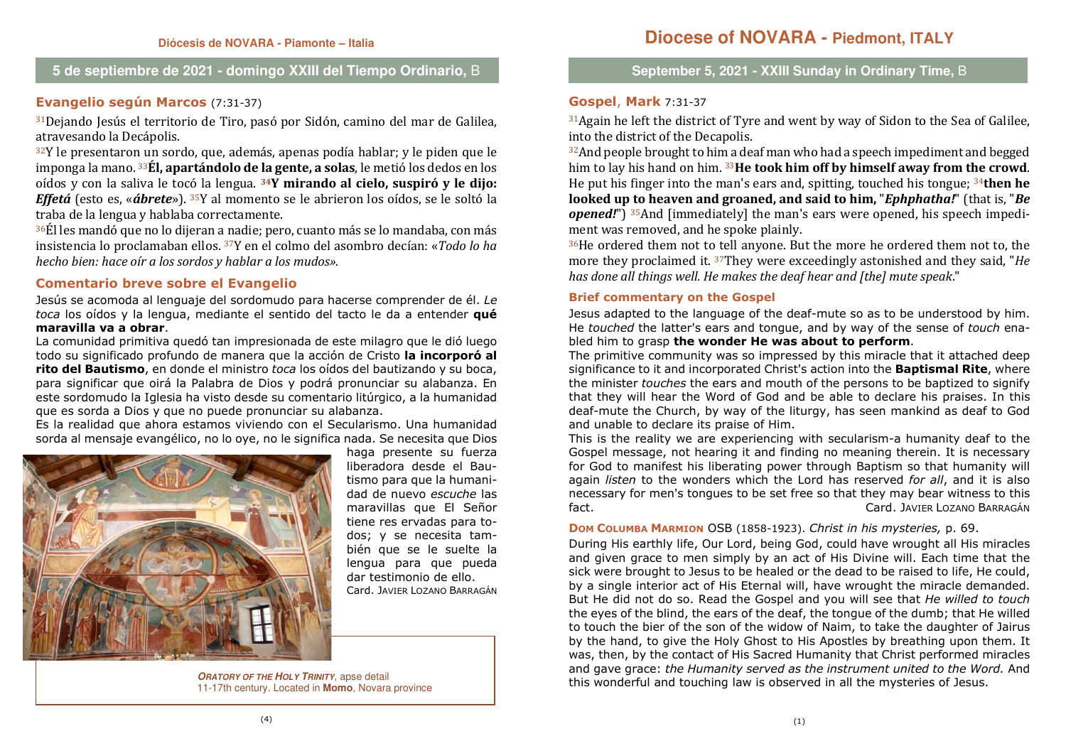**Diócesis de NOVARA - Piamonte – Italia**

## 5 de septiembre de 2021 - domingo XXIII del Tiempo Ordinario, B

### Evangelio según Marcos (7:31-37)

[31]Dejando Jesús el territorio de Tiro, pasó por Sidón, camino del mar de Galilea, atravesando la Decápolis.

[32]Y le presentaron un sordo, que, además, apenas podía hablar; y le piden que le imponga la mano. [33]**Él, apartándolo de la gente, a solas**, le metió los dedos en los oídos y con la saliva le tocó la lengua. [34]**Y mirando al cielo, suspiró y le dijo:** ***Effetá*** (esto es, «***ábrete***»). [35]Y al momento se le abrieron los oídos, se le soltó la traba de la lengua y hablaba correctamente.

[36]Él les mandó que no lo dijeran a nadie; pero, cuanto más se lo mandaba, con más insistencia lo proclamaban ellos. [37]Y en el colmo del asombro decían: «*Todo lo ha hecho bien: hace oír a los sordos y hablar a los mudos».*

### Comentario breve sobre el Evangelio

Jesús se acomoda al lenguaje del sordomudo para hacerse comprender de él. *Le toca* los oídos y la lengua, mediante el sentido del tacto le da a entender **qué maravilla va a obrar**.

La comunidad primitiva quedó tan impresionada de este milagro que le dió luego todo su significado profundo de manera que la acción de Cristo **la incorporó al rito del Bautismo**, en donde el ministro *toca* los oídos del bautizando y su boca, para significar que oirá la Palabra de Dios y podrá pronunciar su alabanza. En este sordomudo la Iglesia ha visto desde su comentario litúrgico, a la humanidad que es sorda a Dios y que no puede pronunciar su alabanza.

Es la realidad que ahora estamos viviendo con el Secularismo. Una humanidad sorda al mensaje evangélico, no lo oye, no le significa nada. Se necesita que Dios haga presente su fuerza liberadora desde el Bautismo para que la humanidad de nuevo *escuche* las maravillas que El Señor tiene res ervadas para todos; y se necesita también que se le suelte la lengua para que pueda dar testimonio de ello.

Card. JAVIER LOZANO BARRAGÁN

***ORATORY OF THE HOLY TRINITY***, apse detail
11-17th century. Located in **Momo**, Novara province

# Diocese of NOVARA - Piedmont, ITALY

## September 5, 2021 - XXIII Sunday in Ordinary Time, B

### Gospel, Mark 7:31-37

[31]Again he left the district of Tyre and went by way of Sidon to the Sea of Galilee, into the district of the Decapolis.

[32]And people brought to him a deaf man who had a speech impediment and begged him to lay his hand on him. [33]**He took him off by himself away from the crowd**. He put his finger into the man's ears and, spitting, touched his tongue; [34]**then he looked up to heaven and groaned, and said to him,** "***Ephphatha!***" (that is, "***Be opened!***") [35]And [immediately] the man's ears were opened, his speech impediment was removed, and he spoke plainly.

[36]He ordered them not to tell anyone. But the more he ordered them not to, the more they proclaimed it. [37]They were exceedingly astonished and they said, "*He has done all things well. He makes the deaf hear and [the] mute speak*."

### Brief commentary on the Gospel

Jesus adapted to the language of the deaf-mute so as to be understood by him. He *touched* the latter's ears and tongue, and by way of the sense of *touch* enabled him to grasp **the wonder He was about to perform**.

The primitive community was so impressed by this miracle that it attached deep significance to it and incorporated Christ's action into the **Baptismal Rite**, where the minister *touches* the ears and mouth of the persons to be baptized to signify that they will hear the Word of God and be able to declare his praises. In this deaf-mute the Church, by way of the liturgy, has seen mankind as deaf to God and unable to declare its praise of Him.

This is the reality we are experiencing with secularism-a humanity deaf to the Gospel message, not hearing it and finding no meaning therein. It is necessary for God to manifest his liberating power through Baptism so that humanity will again *listen* to the wonders which the Lord has reserved *for all*, and it is also necessary for men's tongues to be set free so that they may bear witness to this fact.

Card. JAVIER LOZANO BARRAGÁN

**DOM COLUMBA MARMION** OSB (1858-1923). *Christ in his mysteries,* p. 69.

During His earthly life, Our Lord, being God, could have wrought all His miracles and given grace to men simply by an act of His Divine will. Each time that the sick were brought to Jesus to be healed or the dead to be raised to life, He could, by a single interior act of His Eternal will, have wrought the miracle demanded. But He did not do so. Read the Gospel and you will see that *He willed to touch* the eyes of the blind, the ears of the deaf, the tongue of the dumb; that He willed to touch the bier of the son of the widow of Naim, to take the daughter of Jairus by the hand, to give the Holy Ghost to His Apostles by breathing upon them. It was, then, by the contact of His Sacred Humanity that Christ performed miracles and gave grace: *the Humanity served as the instrument united to the Word.* And this wonderful and touching law is observed in all the mysteries of Jesus.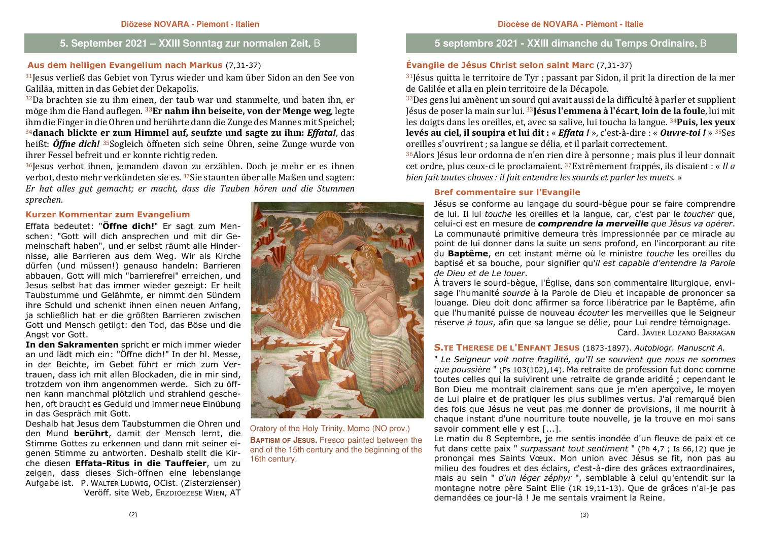## 5. September 2021 – XXIII Sonntag zur normalen Zeit, B

### Aus dem heiligen Evangelium nach Markus (7,31-37)

[31]Jesus verließ das Gebiet von Tyrus wieder und kam über Sidon an den See von Galiläa, mitten in das Gebiet der Dekapolis.
[32]Da brachten sie zu ihm einen, der taub war und stammelte, und baten ihn, er möge ihm die Hand auflegen. [33]**Er nahm ihn beiseite, von der Menge weg**, legte ihm die Finger in die Ohren und berührte dann die Zunge des Mannes mit Speichel; [34]**danach blickte er zum Himmel auf, seufzte und sagte zu ihm: *Effata!***, das heißt: ***Öffne dich!*** [35]Sogleich öffneten sich seine Ohren, seine Zunge wurde von ihrer Fessel befreit und er konnte richtig reden.
[36]Jesus verbot ihnen, jemandem davon zu erzählen. Doch je mehr er es ihnen verbot, desto mehr verkündeten sie es. [37]Sie staunten über alle Maßen und sagten: *Er hat alles gut gemacht; er macht, dass die Tauben hören und die Stummen sprechen.*

### Kurzer Kommentar zum Evangelium

Effata bedeutet: "**Öffne dich!**" Er sagt zum Menschen: "Gott will dich ansprechen und mit dir Gemeinschaft haben", und er selbst räumt alle Hindernisse, alle Barrieren aus dem Weg. Wir als Kirche dürfen (und müssen!) genauso handeln: Barrieren abbauen. Gott will mich "barrierefrei" erreichen, und Jesus selbst hat das immer wieder gezeigt: Er heilt Taubstumme und Gelähmte, er nimmt den Sündern ihre Schuld und schenkt ihnen einen neuen Anfang, ja schließlich hat er die größten Barrieren zwischen Gott und Mensch getilgt: den Tod, das Böse und die Angst vor Gott.

**In den Sakramenten** spricht er mich immer wieder an und lädt mich ein: "Öffne dich!" In der hl. Messe, in der Beichte, im Gebet führt er mich zum Vertrauen, dass ich mit allen Blockaden, die in mir sind, trotzdem von ihm angenommen werde. Sich zu öffnen kann manchmal plötzlich und strahlend geschehen, oft braucht es Geduld und immer neue Einübung in das Gespräch mit Gott.

Deshalb hat Jesus dem Taubstummen die Ohren und den Mund **berührt**, damit der Mensch lernt, die Stimme Gottes zu erkennen und dann mit seiner eigenen Stimme zu antworten. Deshalb stellt die Kirche diesen **Effata-Ritus in die Tauffeier**, um zu zeigen, dass dieses Sich-öffnen eine lebenslange Aufgabe ist. P. WALTER LUDWIG, OCist. (Zisterzienser)
Veröff. site Web, ERZDIOEZESE WIEN, AT

Oratory of the Holy Trinity, Momo (NO prov.)
**BAPTISM OF JESUS.** Fresco painted between the end of the 15th century and the beginning of the 16th century.

## 5 septembre 2021 - XXIII dimanche du Temps Ordinaire, B

### Évangile de Jésus Christ selon saint Marc (7,31-37)

[31]Jésus quitta le territoire de Tyr ; passant par Sidon, il prit la direction de la mer de Galilée et alla en plein territoire de la Décapole.
[32]Des gens lui amènent un sourd qui avait aussi de la difficulté à parler et supplient Jésus de poser la main sur lui. [33]**Jésus l'emmena à l'écart**, **loin de la foule**, lui mit les doigts dans les oreilles, et, avec sa salive, lui toucha la langue. [34]**Puis, les yeux levés au ciel, il soupira et lui dit :** « ***Effata !*** », c'est-à-dire : « ***Ouvre-toi !*** » [35]Ses oreilles s'ouvrirent ; sa langue se délia, et il parlait correctement.
[36]Alors Jésus leur ordonna de n'en rien dire à personne ; mais plus il leur donnait cet ordre, plus ceux-ci le proclamaient. [37]Extrêmement frappés, ils disaient : « *Il a bien fait toutes choses : il fait entendre les sourds et parler les muets.* »

### Bref commentaire sur l'Evangile

Jésus se conforme au langage du sourd-bègue pour se faire comprendre de lui. Il lui *touche* les oreilles et la langue, car, c'est par le *toucher* que, celui-ci est en mesure de ***comprendre la merveille*** *que Jésus va opérer*. La communauté primitive demeura très impressionnée par ce miracle au point de lui donner dans la suite un sens profond, en l'incorporant au rite du **Baptême**, en cet instant même où le ministre *touche* les oreilles du baptisé et sa bouche, pour signifier qu'*il est capable d'entendre la Parole de Dieu et de Le louer*.
À travers le sourd-bègue, l'Église, dans son commentaire liturgique, envisage l'humanité *sourde* à la Parole de Dieu et incapable de prononcer sa louange. Dieu doit donc affirmer sa force libératrice par le Baptême, afin que l'humanité puisse de nouveau *écouter* les merveilles que le Seigneur réserve *à tous*, afin que sa langue se délie, pour Lui rendre témoignage.
Card. JAVIER LOZANO BARRAGAN

### S.TE THERESE DE L'ENFANT JESUS (1873-1897). *Autobiogr. Manuscrit A.*

" *Le Seigneur voit notre fragilité, qu'Il se souvient que nous ne sommes que poussière* " (Ps 103(102),14). Ma retraite de profession fut donc comme toutes celles qui la suivirent une retraite de grande aridité ; cependant le Bon Dieu me montrait clairement sans que je m'en aperçoive, le moyen de Lui plaire et de pratiquer les plus sublimes vertus. J'ai remarqué bien des fois que Jésus ne veut pas me donner de provisions, il me nourrit à chaque instant d'une nourriture toute nouvelle, je la trouve en moi sans savoir comment elle y est [...].
Le matin du 8 Septembre, je me sentis inondée d'un fleuve de paix et ce fut dans cette paix " *surpassant tout sentiment* " (Ph 4,7 ; Is 66,12) que je prononçai mes Saints Vœux. Mon union avec Jésus se fit, non pas au milieu des foudres et des éclairs, c'est-à-dire des grâces extraordinaires, mais au sein " *d'un léger zéphyr* ", semblable à celui qu'entendit sur la montagne notre père Saint Elie (1R 19,11-13). Que de grâces n'ai-je pas demandées ce jour-là ! Je me sentais vraiment la Reine.